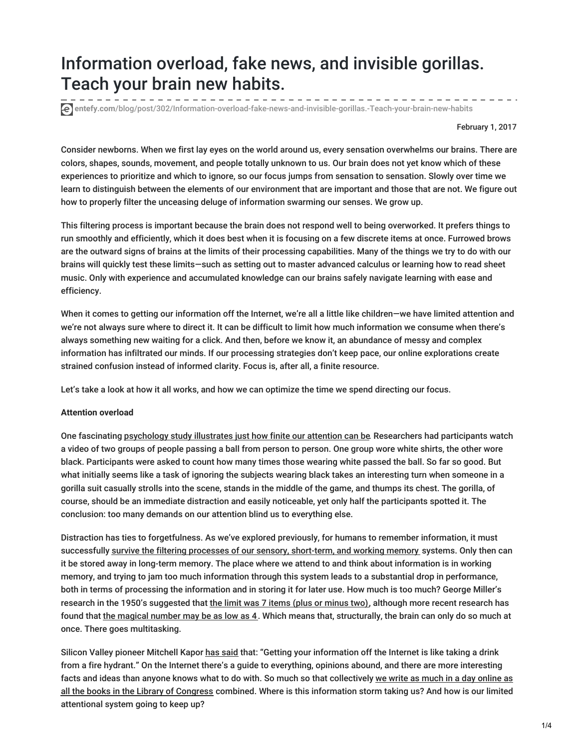# Information overload, fake news, and invisible gorillas. Teach your brain new habits.

entefy.com/blog/post/302/Information-overload-fake-news-and-invisible-gorillas.-Teach-your-brain-new-habits

February 1, 2017

Consider newborns. When we first lay eyes on the world around us, every sensation overwhelms our brains. There are colors, shapes, sounds, movement, and people totally unknown to us. Our brain does not yet know which of these experiences to prioritize and which to ignore, so our focus jumps from sensation to sensation. Slowly over time we learn to distinguish between the elements of our environment that are important and those that are not. We figure out how to properly filter the unceasing deluge of information swarming our senses. We grow up.

This filtering process is important because the brain does not respond well to being overworked. It prefers things to run smoothly and efficiently, which it does best when it is focusing on a few discrete items at once. Furrowed brows are the outward signs of brains at the limits of their processing capabilities. Many of the things we try to do with our brains will quickly test these limits—such as setting out to master advanced calculus or learning how to read sheet music. Only with experience and accumulated knowledge can our brains safely navigate learning with ease and efficiency.

When it comes to getting our information off the Internet, we're all a little like children—we have limited attention and we're not always sure where to direct it. It can be difficult to limit how much information we consume when there's always something new waiting for a click. And then, before we know it, an abundance of messy and complex information has infiltrated our minds. If our processing strategies don't keep pace, our online explorations create strained confusion instead of informed clarity. Focus is, after all, a finite resource.

Let's take a look at how it all works, and how we can optimize the time we spend directing our focus.

**Attention overload**

One fascinating psychology study illustrates just how finite our attention can be. Researchers had participants watch a video of two groups of people passing a ball from person to person. One group wore white shirts, the other wore black. Participants were asked to count how many times those wearing white passed the ball. So far so good. But what initially seems like a task of ignoring the subjects wearing black takes an interesting turn when someone in a gorilla suit casually strolls into the scene, stands in the middle of the game, and thumps its chest. The gorilla, of course, should be an immediate distraction and easily noticeable, yet only half the participants spotted it. The conclusion: too many demands on our attention blind us to everything else.

Distraction has ties to forgetfulness. As we've explored previously, for humans to remember information, it must successfully survive the filtering processes of our sensory, short-term, and working memory systems. Only then can it be stored away in long-term memory. The place where we attend to and think about information is in working memory, and trying to jam too much information through this system leads to a substantial drop in performance, both in terms of processing the information and in storing it for later use. How much is too much? George Miller's research in the 1950's suggested that the limit was 7 items (plus or minus two), although more recent research has found that the magical number may be as low as 4. Which means that, structurally, the brain can only do so much at once. There goes multitasking.

Silicon Valley pioneer Mitchell Kapor has said that: "Getting your information off the Internet is like taking a drink from a fire hydrant." On the Internet there's a guide to everything, opinions abound, and there are more interesting facts and ideas than anyone knows what to do with. So much so that collectively we write as much in a day online as all the books in the Library of Congress combined. Where is this information storm taking us? And how is our limited attentional system going to keep up?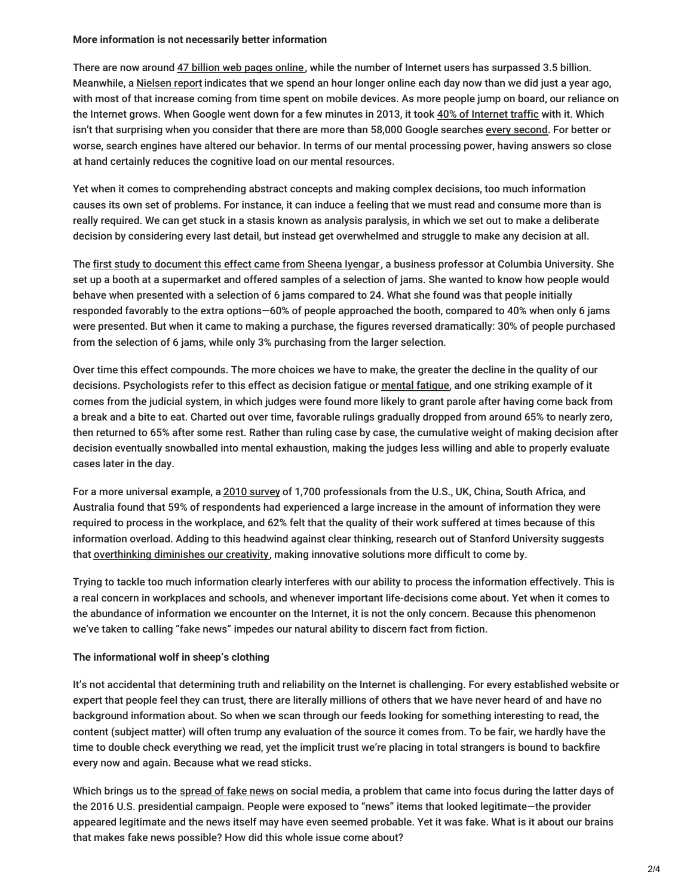**More information is not necessarily better information**

There are now around 47 billion web pages online, while the number of Internet users has surpassed 3.5 billion. Meanwhile, a Nielsen report indicates that we spend an hour longer online each day now than we did just a year ago, with most of that increase coming from time spent on mobile devices. As more people jump on board, our reliance on the Internet grows. When Google went down for a few minutes in 2013, it took 40% of Internet traffic with it. Which isn't that surprising when you consider that there are more than 58,000 Google searches every second. For better or worse, search engines have altered our behavior. In terms of our mental processing power, having answers so close at hand certainly reduces the cognitive load on our mental resources.

Yet when it comes to comprehending abstract concepts and making complex decisions, too much information causes its own set of problems. For instance, it can induce a feeling that we must read and consume more than is really required. We can get stuck in a stasis known as analysis paralysis, in which we set out to make a deliberate decision by considering every last detail, but instead get overwhelmed and struggle to make any decision at all.

The first study to document this effect came from Sheena Iyengar, a business professor at Columbia University. She set up a booth at a supermarket and offered samples of a selection of jams. She wanted to know how people would behave when presented with a selection of 6 jams compared to 24. What she found was that people initially responded favorably to the extra options—60% of people approached the booth, compared to 40% when only 6 jams were presented. But when it came to making a purchase, the figures reversed dramatically: 30% of people purchased from the selection of 6 jams, while only 3% purchasing from the larger selection.

Over time this effect compounds. The more choices we have to make, the greater the decline in the quality of our decisions. Psychologists refer to this effect as decision fatigue or mental fatigue, and one striking example of it comes from the judicial system, in which judges were found more likely to grant parole after having come back from a break and a bite to eat. Charted out over time, favorable rulings gradually dropped from around 65% to nearly zero, then returned to 65% after some rest. Rather than ruling case by case, the cumulative weight of making decision after decision eventually snowballed into mental exhaustion, making the judges less willing and able to properly evaluate cases later in the day.

For a more universal example, a 2010 survey of 1,700 professionals from the U.S., UK, China, South Africa, and Australia found that 59% of respondents had experienced a large increase in the amount of information they were required to process in the workplace, and 62% felt that the quality of their work suffered at times because of this information overload. Adding to this headwind against clear thinking, research out of Stanford University suggests that overthinking diminishes our creativity, making innovative solutions more difficult to come by.

Trying to tackle too much information clearly interferes with our ability to process the information effectively. This is a real concern in workplaces and schools, and whenever important life-decisions come about. Yet when it comes to the abundance of information we encounter on the Internet, it is not the only concern. Because this phenomenon we've taken to calling "fake news" impedes our natural ability to discern fact from fiction.

**The informational wolf in sheep's clothing**

It's not accidental that determining truth and reliability on the Internet is challenging. For every established website or expert that people feel they can trust, there are literally millions of others that we have never heard of and have no background information about. So when we scan through our feeds looking for something interesting to read, the content (subject matter) will often trump any evaluation of the source it comes from. To be fair, we hardly have the time to double check everything we read, yet the implicit trust we're placing in total strangers is bound to backfire every now and again. Because what we read sticks.

Which brings us to the spread of fake news on social media, a problem that came into focus during the latter days of the 2016 U.S. presidential campaign. People were exposed to "news" items that looked legitimate—the provider appeared legitimate and the news itself may have even seemed probable. Yet it was fake. What is it about our brains that makes fake news possible? How did this whole issue come about?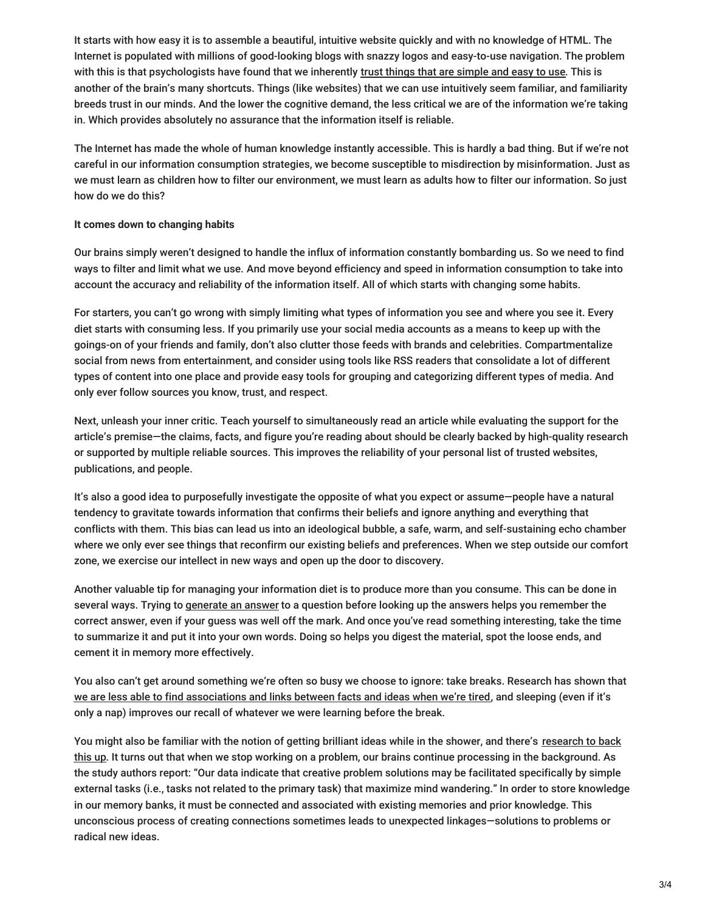It starts with how easy it is to assemble a beautiful, intuitive website quickly and with no knowledge of HTML. The Internet is populated with millions of good-looking blogs with snazzy logos and easy-to-use navigation. The problem with this is that psychologists have found that we inherently trust things that are simple and easy to use. This is another of the brain's many shortcuts. Things (like websites) that we can use intuitively seem familiar, and familiarity breeds trust in our minds. And the lower the cognitive demand, the less critical we are of the information we're taking in. Which provides absolutely no assurance that the information itself is reliable.

The Internet has made the whole of human knowledge instantly accessible. This is hardly a bad thing. But if we're not careful in our information consumption strategies, we become susceptible to misdirection by misinformation. Just as we must learn as children how to filter our environment, we must learn as adults how to filter our information. So just how do we do this?

**It comes down to changing habits**

Our brains simply weren't designed to handle the influx of information constantly bombarding us. So we need to find ways to filter and limit what we use. And move beyond efficiency and speed in information consumption to take into account the accuracy and reliability of the information itself. All of which starts with changing some habits.

For starters, you can't go wrong with simply limiting what types of information you see and where you see it. Every diet starts with consuming less. If you primarily use your social media accounts as a means to keep up with the goings-on of your friends and family, don't also clutter those feeds with brands and celebrities. Compartmentalize social from news from entertainment, and consider using tools like RSS readers that consolidate a lot of different types of content into one place and provide easy tools for grouping and categorizing different types of media. And only ever follow sources you know, trust, and respect.

Next, unleash your inner critic. Teach yourself to simultaneously read an article while evaluating the support for the article's premise—the claims, facts, and figure you're reading about should be clearly backed by high-quality research or supported by multiple reliable sources. This improves the reliability of your personal list of trusted websites, publications, and people.

It's also a good idea to purposefully investigate the opposite of what you expect or assume—people have a natural tendency to gravitate towards information that confirms their beliefs and ignore anything and everything that conflicts with them. This bias can lead us into an ideological bubble, a safe, warm, and self-sustaining echo chamber where we only ever see things that reconfirm our existing beliefs and preferences. When we step outside our comfort zone, we exercise our intellect in new ways and open up the door to discovery.

Another valuable tip for managing your information diet is to produce more than you consume. This can be done in several ways. Trying to generate an answer to a question before looking up the answers helps you remember the correct answer, even if your guess was well off the mark. And once you've read something interesting, take the time to summarize it and put it into your own words. Doing so helps you digest the material, spot the loose ends, and cement it in memory more effectively.

You also can't get around something we're often so busy we choose to ignore: take breaks. Research has shown that we are less able to find associations and links between facts and ideas when we're tired, and sleeping (even if it's only a nap) improves our recall of whatever we were learning before the break.

You might also be familiar with the notion of getting brilliant ideas while in the shower, and there's research to back this up. It turns out that when we stop working on a problem, our brains continue processing in the background. As the study authors report: "Our data indicate that creative problem solutions may be facilitated specifically by simple external tasks (i.e., tasks not related to the primary task) that maximize mind wandering." In order to store knowledge in our memory banks, it must be connected and associated with existing memories and prior knowledge. This unconscious process of creating connections sometimes leads to unexpected linkages—solutions to problems or radical new ideas.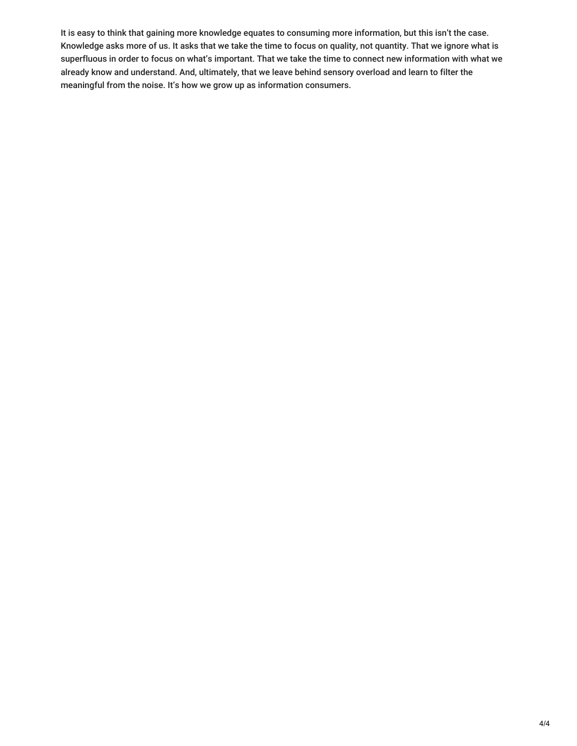It is easy to think that gaining more knowledge equates to consuming more information, but this isn't the case. Knowledge asks more of us. It asks that we take the time to focus on quality, not quantity. That we ignore what is superfluous in order to focus on what's important. That we take the time to connect new information with what we already know and understand. And, ultimately, that we leave behind sensory overload and learn to filter the meaningful from the noise. It's how we grow up as information consumers.